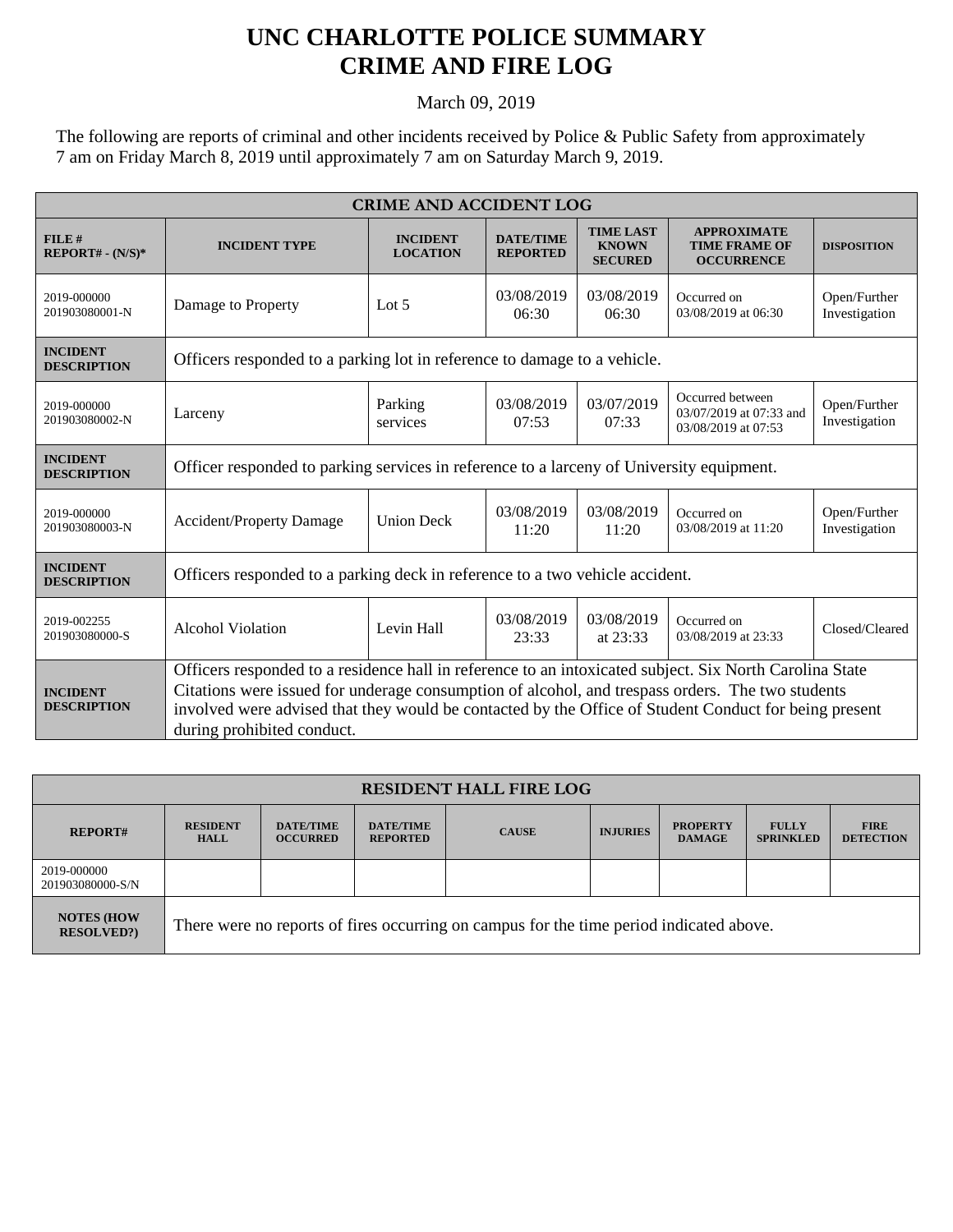# UNC CHARLOTTE POLICE SUMMARY
# CRIME AND FIRE LOG

March 09, 2019

The following are reports of criminal and other incidents received by Police & Public Safety from approximately 7 am on Friday March 8, 2019 until approximately 7 am on Saturday March 9, 2019.

| CRIME AND ACCIDENT LOG | | | | | | |
|---|---|---|---|---|---|---|
| **FILE # REPORT# - (N/S)*** | **INCIDENT TYPE** | **INCIDENT LOCATION** | **DATE/TIME REPORTED** | **TIME LAST KNOWN SECURED** | **APPROXIMATE TIME FRAME OF OCCURRENCE** | **DISPOSITION** |
| 2019-000000 201903080001-N | Damage to Property | Lot 5 | 03/08/2019 06:30 | 03/08/2019 06:30 | Occurred on 03/08/2019 at 06:30 | Open/Further Investigation |
| **INCIDENT DESCRIPTION** | Officers responded to a parking lot in reference to damage to a vehicle. | | | | | |
| 2019-000000 201903080002-N | Larceny | Parking services | 03/08/2019 07:53 | 03/07/2019 07:33 | Occurred between 03/07/2019 at 07:33 and 03/08/2019 at 07:53 | Open/Further Investigation |
| **INCIDENT DESCRIPTION** | Officer responded to parking services in reference to a larceny of University equipment. | | | | | |
| 2019-000000 201903080003-N | Accident/Property Damage | Union Deck | 03/08/2019 11:20 | 03/08/2019 11:20 | Occurred on 03/08/2019 at 11:20 | Open/Further Investigation |
| **INCIDENT DESCRIPTION** | Officers responded to a parking deck in reference to a two vehicle accident. | | | | | |
| 2019-002255 201903080000-S | Alcohol Violation | Levin Hall | 03/08/2019 23:33 | 03/08/2019 at 23:33 | Occurred on 03/08/2019 at 23:33 | Closed/Cleared |
| **INCIDENT DESCRIPTION** | Officers responded to a residence hall in reference to an intoxicated subject. Six North Carolina State Citations were issued for underage consumption of alcohol, and trespass orders. The two students involved were advised that they would be contacted by the Office of Student Conduct for being present during prohibited conduct. | | | | | |

| RESIDENT HALL FIRE LOG | | | | | | | | |
|---|---|---|---|---|---|---|---|---|
| **REPORT#** | **RESIDENT HALL** | **DATE/TIME OCCURRED** | **DATE/TIME REPORTED** | **CAUSE** | **INJURIES** | **PROPERTY DAMAGE** | **FULLY SPRINKLED** | **FIRE DETECTION** |
| 2019-000000 201903080000-S/N | | | | | | | | |
| **NOTES (HOW RESOLVED?)** | There were no reports of fires occurring on campus for the time period indicated above. | | | | | | | |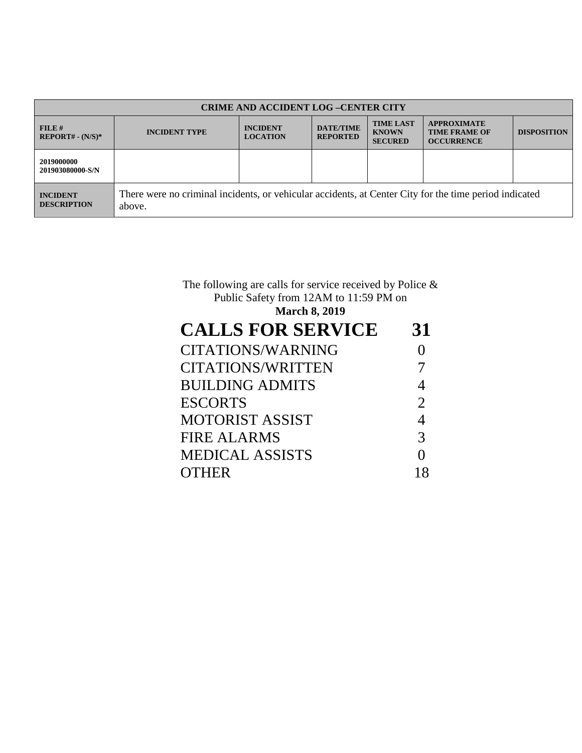| CRIME AND ACCIDENT LOG –CENTER CITY | | | | | | |
|---|---|---|---|---|---|---|
| **FILE # REPORT# - (N/S)*** | **INCIDENT TYPE** | **INCIDENT LOCATION** | **DATE/TIME REPORTED** | **TIME LAST KNOWN SECURED** | **APPROXIMATE TIME FRAME OF OCCURRENCE** | **DISPOSITION** |
| **2019000000 201903080000-S/N** | | | | | | |
| **INCIDENT DESCRIPTION** | There were no criminal incidents, or vehicular accidents, at Center City for the time period indicated above. | | | | | |

The following are calls for service received by Police & Public Safety from 12AM to 11:59 PM on
**March 8, 2019**

| | |
|---|---|
| **CALLS FOR SERVICE** | **31** |
| CITATIONS/WARNING | 0 |
| CITATIONS/WRITTEN | 7 |
| BUILDING ADMITS | 4 |
| ESCORTS | 2 |
| MOTORIST ASSIST | 4 |
| FIRE ALARMS | 3 |
| MEDICAL ASSISTS | 0 |
| OTHER | 18 |